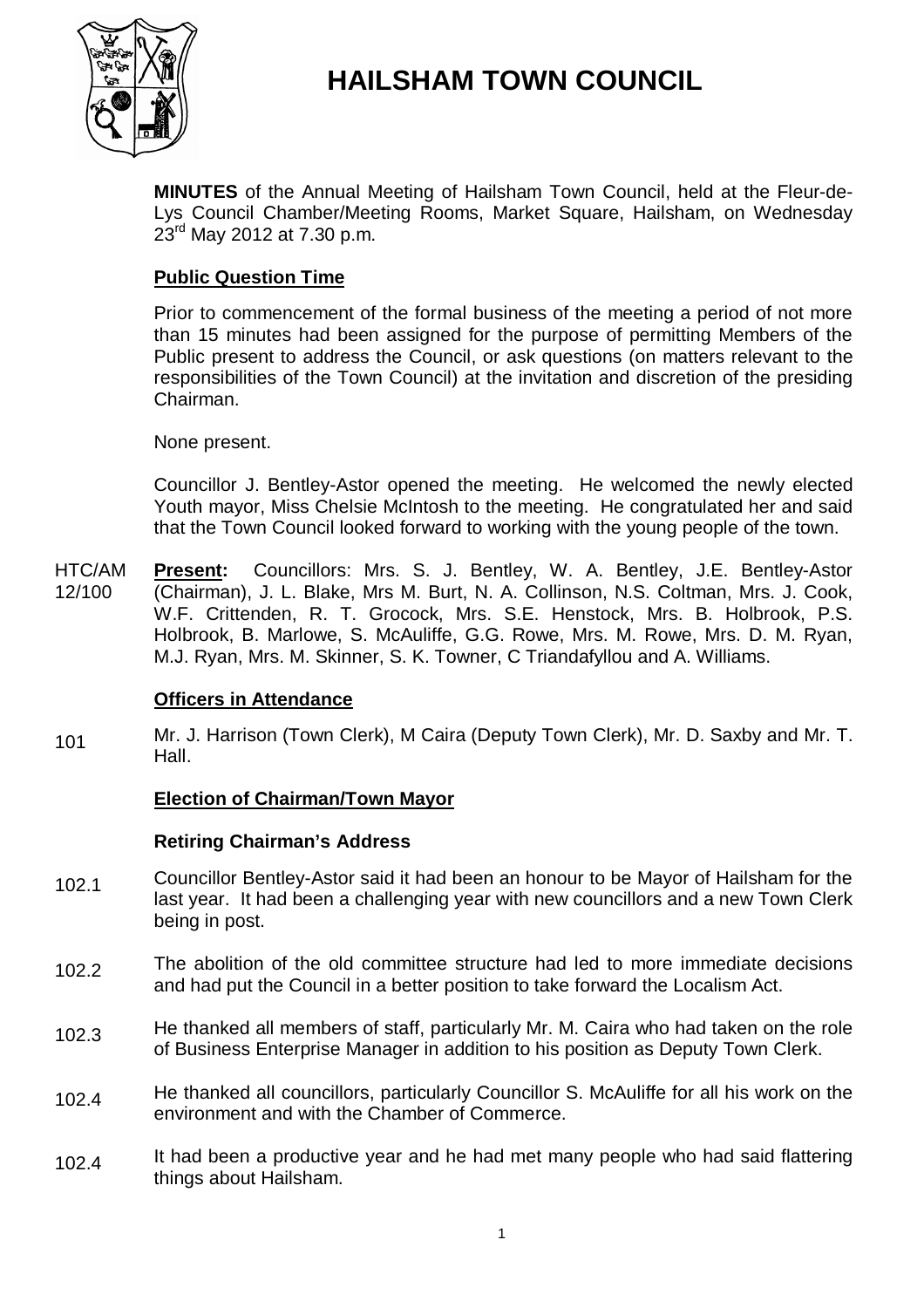# HAILSHAM TOWN COUNCIL

**MINUTES** of the Annual Meeting of Hailsham Town Council, held at the Fleur-de-Lys Council Chamber/Meeting Rooms, Market Square, Hailsham, on Wednesday 23rd May 2012 at 7.30 p.m.

## Public Question Time

Prior to commencement of the formal business of the meeting a period of not more than 15 minutes had been assigned for the purpose of permitting Members of the Public present to address the Council, or ask questions (on matters relevant to the responsibilities of the Town Council) at the invitation and discretion of the presiding Chairman.

None present.

Councillor J. Bentley-Astor opened the meeting. He welcomed the newly elected Youth mayor, Miss Chelsie McIntosh to the meeting. He congratulated her and said that the Town Council looked forward to working with the young people of the town.

HTC/AM 12/100 **Present:** Councillors: Mrs. S. J. Bentley, W. A. Bentley, J.E. Bentley-Astor (Chairman), J. L. Blake, Mrs M. Burt, N. A. Collinson, N.S. Coltman, Mrs. J. Cook, W.F. Crittenden, R. T. Grocock, Mrs. S.E. Henstock, Mrs. B. Holbrook, P.S. Holbrook, B. Marlowe, S. McAuliffe, G.G. Rowe, Mrs. M. Rowe, Mrs. D. M. Ryan, M.J. Ryan, Mrs. M. Skinner, S. K. Towner, C Triandafyllou and A. Williams.

## Officers in Attendance

101 Mr. J. Harrison (Town Clerk), M Caira (Deputy Town Clerk), Mr. D. Saxby and Mr. T. Hall.

## Election of Chairman/Town Mayor

### Retiring Chairman's Address

102.1 Councillor Bentley-Astor said it had been an honour to be Mayor of Hailsham for the last year. It had been a challenging year with new councillors and a new Town Clerk being in post.

102.2 The abolition of the old committee structure had led to more immediate decisions and had put the Council in a better position to take forward the Localism Act.

102.3 He thanked all members of staff, particularly Mr. M. Caira who had taken on the role of Business Enterprise Manager in addition to his position as Deputy Town Clerk.

102.4 He thanked all councillors, particularly Councillor S. McAuliffe for all his work on the environment and with the Chamber of Commerce.

102.4 It had been a productive year and he had met many people who had said flattering things about Hailsham.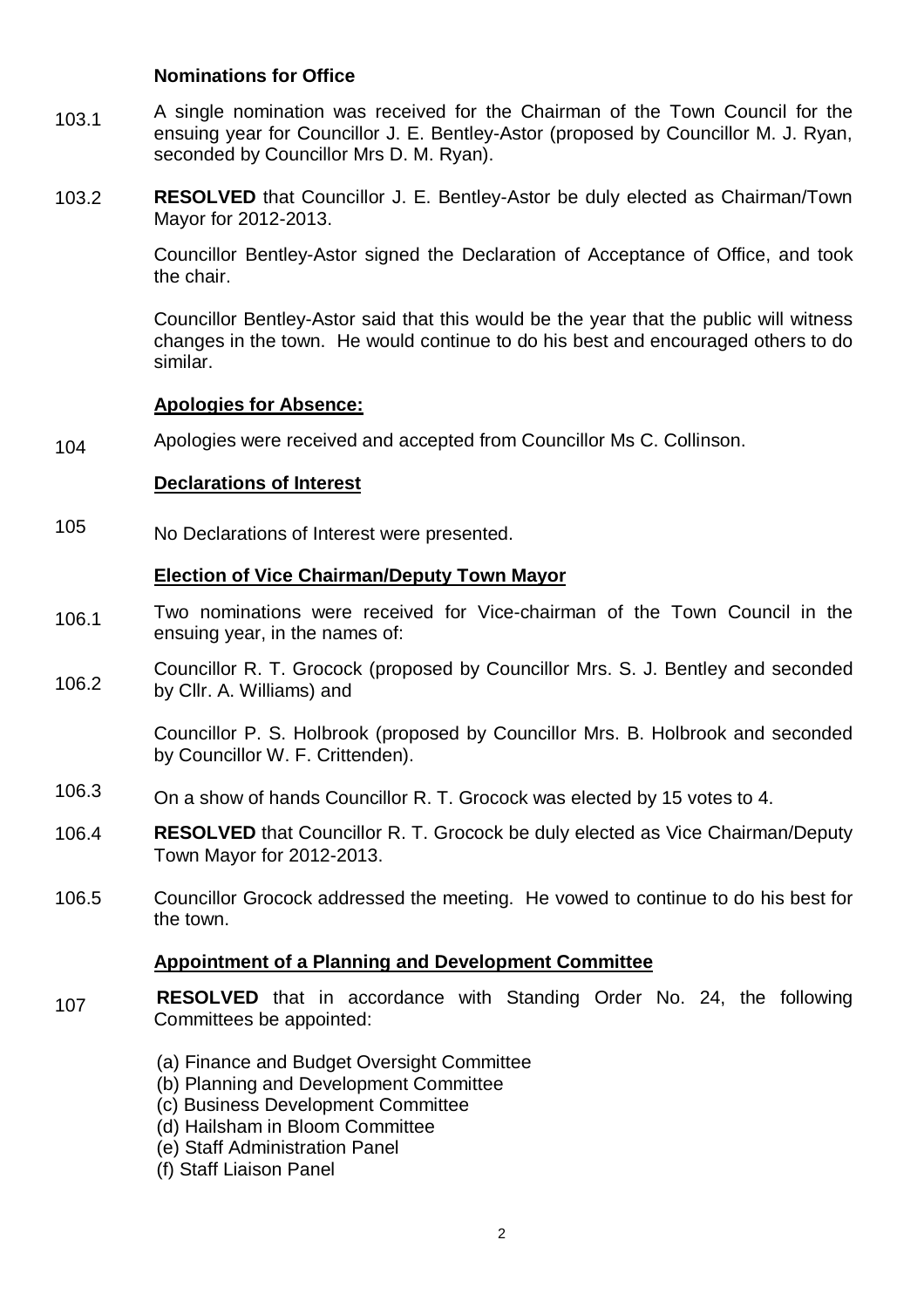**Nominations for Office**

103.1 A single nomination was received for the Chairman of the Town Council for the ensuing year for Councillor J. E. Bentley-Astor (proposed by Councillor M. J. Ryan, seconded by Councillor Mrs D. M. Ryan).

103.2 **RESOLVED** that Councillor J. E. Bentley-Astor be duly elected as Chairman/Town Mayor for 2012-2013.

Councillor Bentley-Astor signed the Declaration of Acceptance of Office, and took the chair.

Councillor Bentley-Astor said that this would be the year that the public will witness changes in the town. He would continue to do his best and encouraged others to do similar.

**Apologies for Absence:**

104 Apologies were received and accepted from Councillor Ms C. Collinson.

**Declarations of Interest**

105 No Declarations of Interest were presented.

**Election of Vice Chairman/Deputy Town Mayor**

106.1 Two nominations were received for Vice-chairman of the Town Council in the ensuing year, in the names of:

106.2 Councillor R. T. Grocock (proposed by Councillor Mrs. S. J. Bentley and seconded by Cllr. A. Williams) and

Councillor P. S. Holbrook (proposed by Councillor Mrs. B. Holbrook and seconded by Councillor W. F. Crittenden).

106.3 On a show of hands Councillor R. T. Grocock was elected by 15 votes to 4.

106.4 **RESOLVED** that Councillor R. T. Grocock be duly elected as Vice Chairman/Deputy Town Mayor for 2012-2013.

106.5 Councillor Grocock addressed the meeting. He vowed to continue to do his best for the town.

**Appointment of a Planning and Development Committee**

107 **RESOLVED** that in accordance with Standing Order No. 24, the following Committees be appointed:

(a) Finance and Budget Oversight Committee
(b) Planning and Development Committee
(c) Business Development Committee
(d) Hailsham in Bloom Committee
(e) Staff Administration Panel
(f) Staff Liaison Panel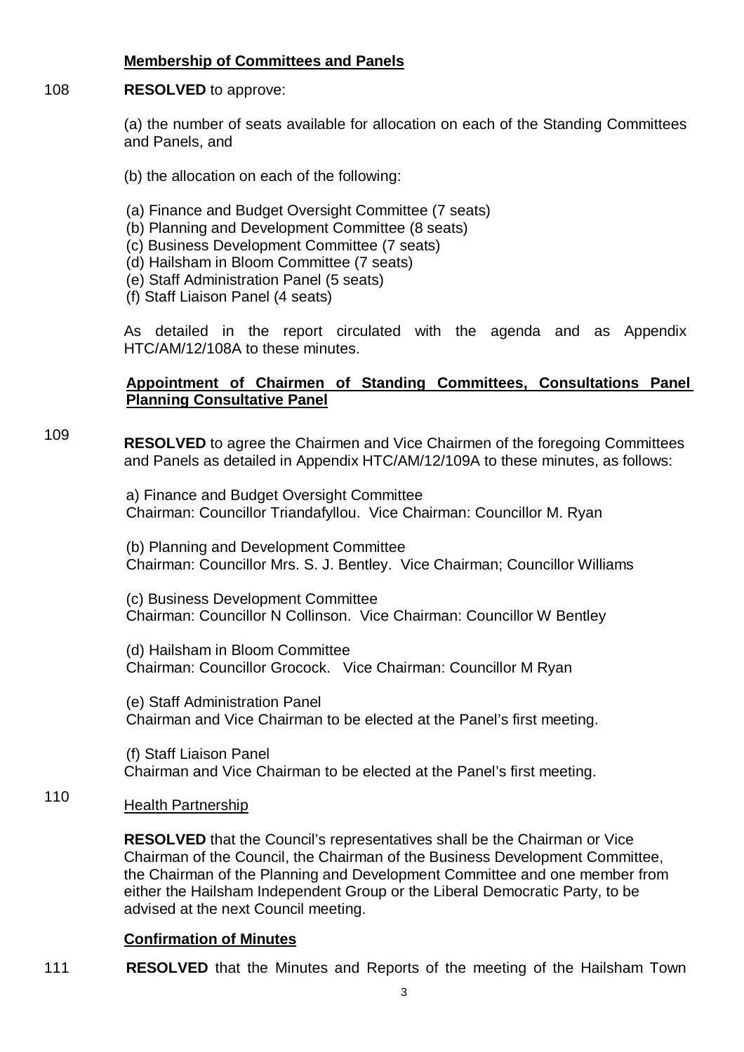**Membership of Committees and Panels**

108 **RESOLVED** to approve:

(a) the number of seats available for allocation on each of the Standing Committees and Panels, and

(b) the allocation on each of the following:

(a) Finance and Budget Oversight Committee (7 seats)
(b) Planning and Development Committee (8 seats)
(c) Business Development Committee (7 seats)
(d) Hailsham in Bloom Committee (7 seats)
(e) Staff Administration Panel (5 seats)
(f) Staff Liaison Panel (4 seats)

As detailed in the report circulated with the agenda and as Appendix HTC/AM/12/108A to these minutes.

**Appointment of Chairmen of Standing Committees, Consultations Panel Planning Consultative Panel**

109 **RESOLVED** to agree the Chairmen and Vice Chairmen of the foregoing Committees and Panels as detailed in Appendix HTC/AM/12/109A to these minutes, as follows:

a) Finance and Budget Oversight Committee
Chairman: Councillor Triandafyllou. Vice Chairman: Councillor M. Ryan

(b) Planning and Development Committee
Chairman: Councillor Mrs. S. J. Bentley. Vice Chairman; Councillor Williams

(c) Business Development Committee
Chairman: Councillor N Collinson. Vice Chairman: Councillor W Bentley

(d) Hailsham in Bloom Committee
Chairman: Councillor Grocock. Vice Chairman: Councillor M Ryan

(e) Staff Administration Panel
Chairman and Vice Chairman to be elected at the Panel's first meeting.

(f) Staff Liaison Panel
Chairman and Vice Chairman to be elected at the Panel's first meeting.

110 Health Partnership

**RESOLVED** that the Council's representatives shall be the Chairman or Vice Chairman of the Council, the Chairman of the Business Development Committee, the Chairman of the Planning and Development Committee and one member from either the Hailsham Independent Group or the Liberal Democratic Party, to be advised at the next Council meeting.

**Confirmation of Minutes**

111 **RESOLVED** that the Minutes and Reports of the meeting of the Hailsham Town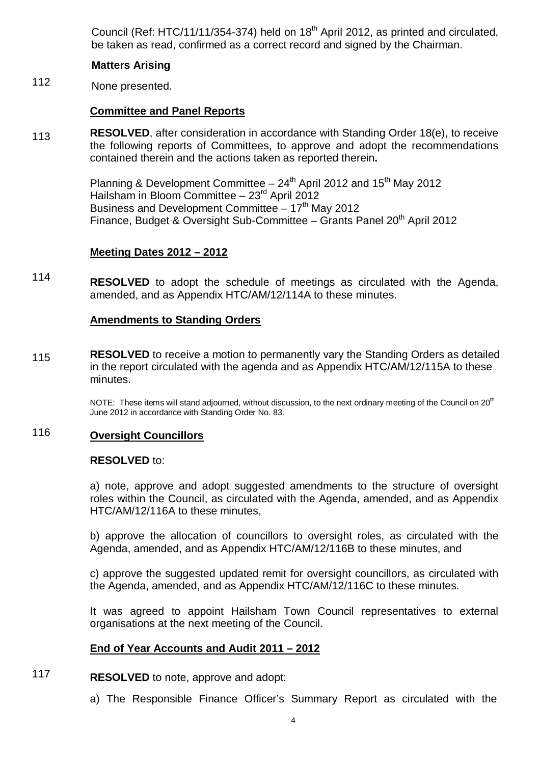Council (Ref: HTC/11/11/354-374) held on 18th April 2012, as printed and circulated, be taken as read, confirmed as a correct record and signed by the Chairman.

**Matters Arising**

112 None presented.

**Committee and Panel Reports**

113 **RESOLVED**, after consideration in accordance with Standing Order 18(e), to receive the following reports of Committees, to approve and adopt the recommendations contained therein and the actions taken as reported therein**.**

Planning & Development Committee – 24th April 2012 and 15th May 2012
Hailsham in Bloom Committee – 23rd April 2012
Business and Development Committee – 17th May 2012
Finance, Budget & Oversight Sub-Committee – Grants Panel 20th April 2012

**Meeting Dates 2012 – 2012**

114 **RESOLVED** to adopt the schedule of meetings as circulated with the Agenda, amended, and as Appendix HTC/AM/12/114A to these minutes.

**Amendments to Standing Orders**

115 **RESOLVED** to receive a motion to permanently vary the Standing Orders as detailed in the report circulated with the agenda and as Appendix HTC/AM/12/115A to these minutes.

NOTE: These items will stand adjourned, without discussion, to the next ordinary meeting of the Council on 20th June 2012 in accordance with Standing Order No. 83.

116 **Oversight Councillors**

**RESOLVED** to:

a) note, approve and adopt suggested amendments to the structure of oversight roles within the Council, as circulated with the Agenda, amended, and as Appendix HTC/AM/12/116A to these minutes,

b) approve the allocation of councillors to oversight roles, as circulated with the Agenda, amended, and as Appendix HTC/AM/12/116B to these minutes, and

c) approve the suggested updated remit for oversight councillors, as circulated with the Agenda, amended, and as Appendix HTC/AM/12/116C to these minutes.

It was agreed to appoint Hailsham Town Council representatives to external organisations at the next meeting of the Council.

**End of Year Accounts and Audit 2011 – 2012**

117 **RESOLVED** to note, approve and adopt:

a) The Responsible Finance Officer's Summary Report as circulated with the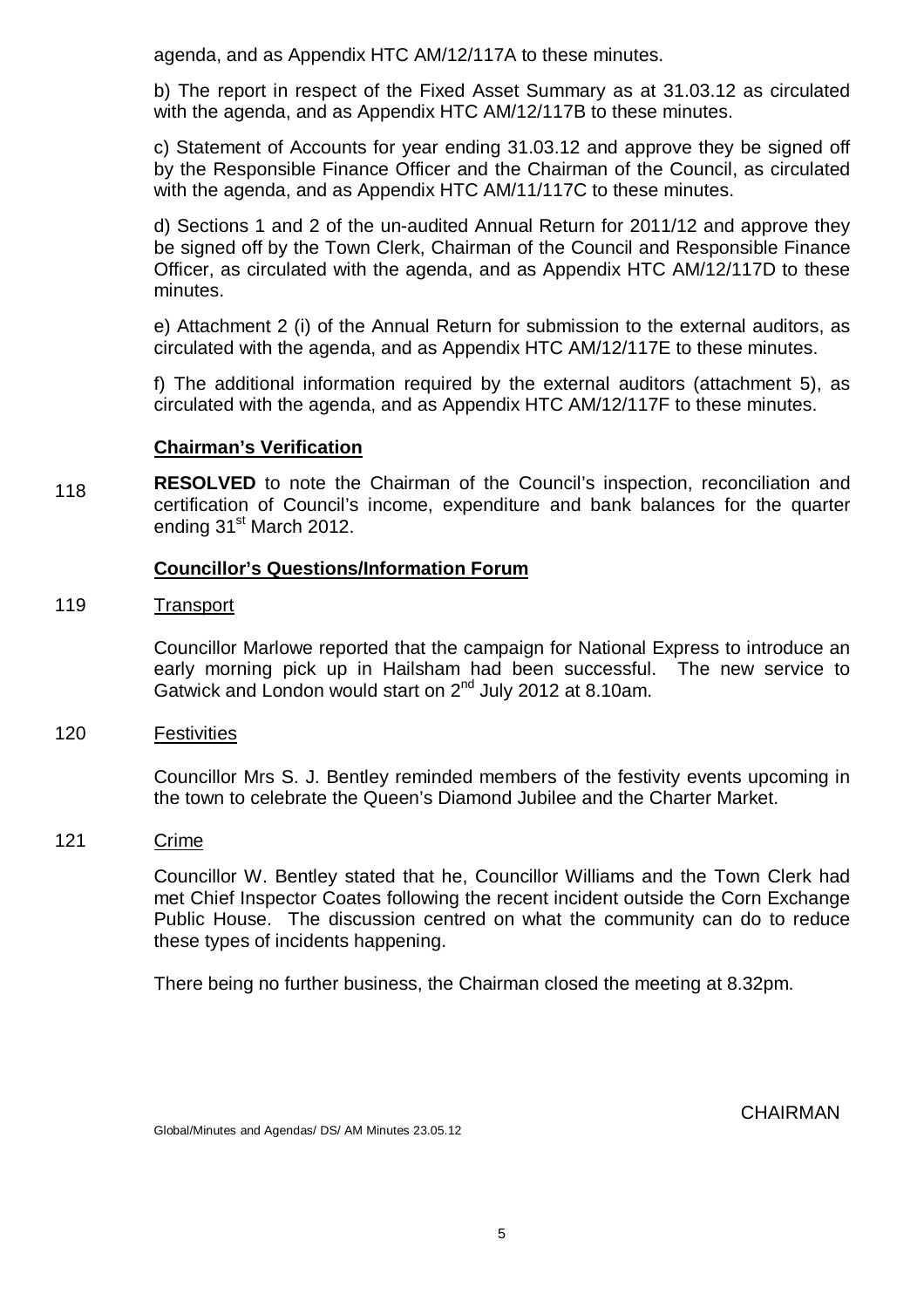agenda, and as Appendix HTC AM/12/117A to these minutes.

b) The report in respect of the Fixed Asset Summary as at 31.03.12 as circulated with the agenda, and as Appendix HTC AM/12/117B to these minutes.

c) Statement of Accounts for year ending 31.03.12 and approve they be signed off by the Responsible Finance Officer and the Chairman of the Council, as circulated with the agenda, and as Appendix HTC AM/11/117C to these minutes.

d) Sections 1 and 2 of the un-audited Annual Return for 2011/12 and approve they be signed off by the Town Clerk, Chairman of the Council and Responsible Finance Officer, as circulated with the agenda, and as Appendix HTC AM/12/117D to these minutes.

e) Attachment 2 (i) of the Annual Return for submission to the external auditors, as circulated with the agenda, and as Appendix HTC AM/12/117E to these minutes.

f) The additional information required by the external auditors (attachment 5), as circulated with the agenda, and as Appendix HTC AM/12/117F to these minutes.

**Chairman's Verification**

118 **RESOLVED** to note the Chairman of the Council's inspection, reconciliation and certification of Council's income, expenditure and bank balances for the quarter ending 31st March 2012.

**Councillor's Questions/Information Forum**

119 Transport

Councillor Marlowe reported that the campaign for National Express to introduce an early morning pick up in Hailsham had been successful. The new service to Gatwick and London would start on 2nd July 2012 at 8.10am.

120 Festivities

Councillor Mrs S. J. Bentley reminded members of the festivity events upcoming in the town to celebrate the Queen's Diamond Jubilee and the Charter Market.

121 Crime

Councillor W. Bentley stated that he, Councillor Williams and the Town Clerk had met Chief Inspector Coates following the recent incident outside the Corn Exchange Public House. The discussion centred on what the community can do to reduce these types of incidents happening.

There being no further business, the Chairman closed the meeting at 8.32pm.

CHAIRMAN

Global/Minutes and Agendas/ DS/ AM Minutes 23.05.12